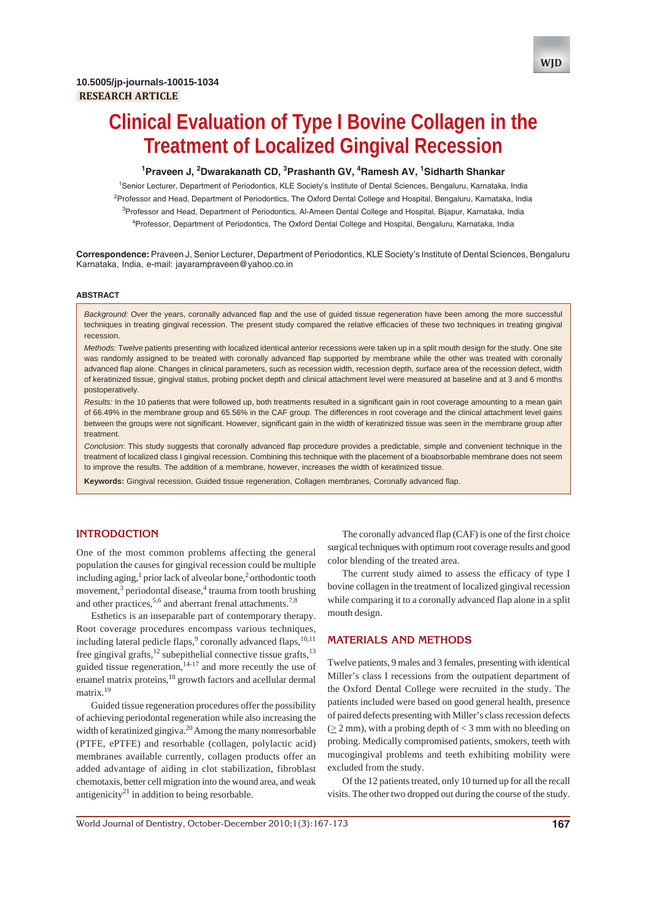10.5005/jp-journals-10015-1034

**RESEARCH ARTICLE**

# Clinical Evaluation of Type I Bovine Collagen in the Treatment of Localized Gingival Recession

**[1]Praveen J, [2]Dwarakanath CD, [3]Prashanth GV, [4]Ramesh AV, [1]Sidharth Shankar**

[1]Senior Lecturer, Department of Periodontics, KLE Society's Institute of Dental Sciences, Bengaluru, Karnataka, India

[2]Professor and Head, Department of Periodontics, The Oxford Dental College and Hospital, Bengaluru, Karnataka, India

[3]Professor and Head, Department of Periodontics, Al-Ameen Dental College and Hospital, Bijapur, Karnataka, India

[4]Professor, Department of Periodontics, The Oxford Dental College and Hospital, Bengaluru, Karnataka, India

**Correspondence:** Praveen J, Senior Lecturer, Department of Periodontics, KLE Society's Institute of Dental Sciences, Bengaluru Karnataka, India, e-mail: jayarampraveen@yahoo.co.in

## ABSTRACT

*Background:* Over the years, coronally advanced flap and the use of guided tissue regeneration have been among the more successful techniques in treating gingival recession. The present study compared the relative efficacies of these two techniques in treating gingival recession.

*Methods:* Twelve patients presenting with localized identical anterior recessions were taken up in a split mouth design for the study. One site was randomly assigned to be treated with coronally advanced flap supported by membrane while the other was treated with coronally advanced flap alone. Changes in clinical parameters, such as recession width, recession depth, surface area of the recession defect, width of keratinized tissue, gingival status, probing pocket depth and clinical attachment level were measured at baseline and at 3 and 6 months postoperatively.

*Results:* In the 10 patients that were followed up, both treatments resulted in a significant gain in root coverage amounting to a mean gain of 66.49% in the membrane group and 65.56% in the CAF group. The differences in root coverage and the clinical attachment level gains between the groups were not significant. However, significant gain in the width of keratinized tissue was seen in the membrane group after treatment.

*Conclusion:* This study suggests that coronally advanced flap procedure provides a predictable, simple and convenient technique in the treatment of localized class I gingival recession. Combining this technique with the placement of a bioabsorbable membrane does not seem to improve the results. The addition of a membrane, however, increases the width of keratinized tissue.

**Keywords:** Gingival recession, Guided tissue regeneration, Collagen membranes, Coronally advanced flap.

## INTRODUCTION

One of the most common problems affecting the general population the causes for gingival recession could be multiple including aging,[1] prior lack of alveolar bone,[2] orthodontic tooth movement,[3] periodontal disease,[4] trauma from tooth brushing and other practices,[5,6] and aberrant frenal attachments.[7,8]

Esthetics is an inseparable part of contemporary therapy. Root coverage procedures encompass various techniques, including lateral pedicle flaps,[9] coronally advanced flaps,[10,11] free gingival grafts,[12] subepithelial connective tissue grafts,[13] guided tissue regeneration,[14-17] and more recently the use of enamel matrix proteins,[18] growth factors and acellular dermal matrix.[19]

Guided tissue regeneration procedures offer the possibility of achieving periodontal regeneration while also increasing the width of keratinized gingiva.[20] Among the many nonresorbable (PTFE, ePTFE) and resorbable (collagen, polylactic acid) membranes available currently, collagen products offer an added advantage of aiding in clot stabilization, fibroblast chemotaxis, better cell migration into the wound area, and weak antigenicity[21] in addition to being resorbable.

The coronally advanced flap (CAF) is one of the first choice surgical techniques with optimum root coverage results and good color blending of the treated area.

The current study aimed to assess the efficacy of type I bovine collagen in the treatment of localized gingival recession while comparing it to a coronally advanced flap alone in a split mouth design.

## MATERIALS AND METHODS

Twelve patients, 9 males and 3 females, presenting with identical Miller's class I recessions from the outpatient department of the Oxford Dental College were recruited in the study. The patients included were based on good general health, presence of paired defects presenting with Miller's class recession defects ($\geq$ 2 mm), with a probing depth of < 3 mm with no bleeding on probing. Medically compromised patients, smokers, teeth with mucogingival problems and teeth exhibiting mobility were excluded from the study.

Of the 12 patients treated, only 10 turned up for all the recall visits. The other two dropped out during the course of the study.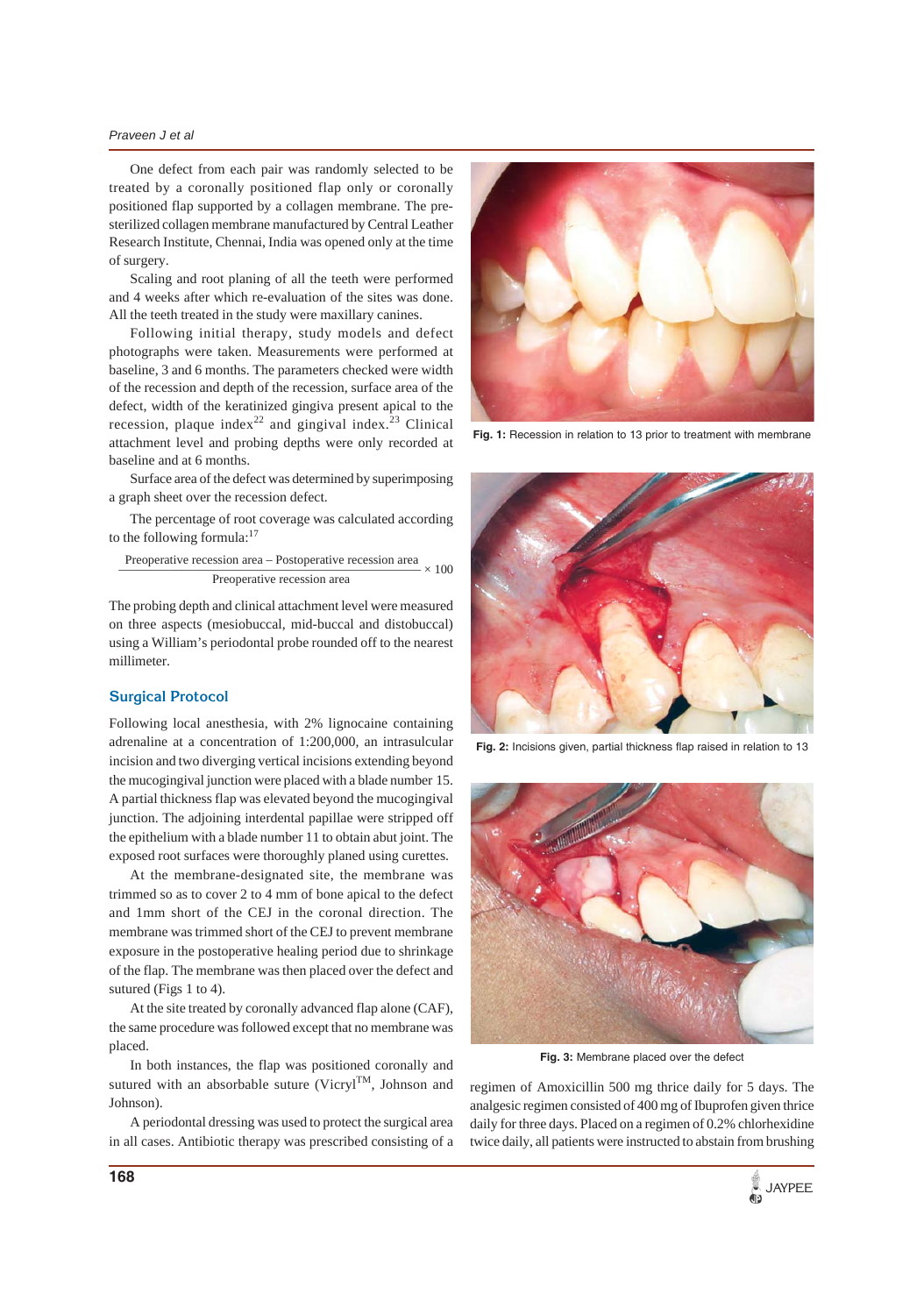One defect from each pair was randomly selected to be treated by a coronally positioned flap only or coronally positioned flap supported by a collagen membrane. The pre-sterilized collagen membrane manufactured by Central Leather Research Institute, Chennai, India was opened only at the time of surgery.

Scaling and root planing of all the teeth were performed and 4 weeks after which re-evaluation of the sites was done. All the teeth treated in the study were maxillary canines.

Following initial therapy, study models and defect photographs were taken. Measurements were performed at baseline, 3 and 6 months. The parameters checked were width of the recession and depth of the recession, surface area of the defect, width of the keratinized gingiva present apical to the recession, plaque index[22] and gingival index.[23] Clinical attachment level and probing depths were only recorded at baseline and at 6 months.

Surface area of the defect was determined by superimposing a graph sheet over the recession defect.

The percentage of root coverage was calculated according to the following formula:[17]

$$\frac{\text{Preoperative recession area} - \text{Postoperative recession area}}{\text{Preoperative recession area}} \times 100$$

The probing depth and clinical attachment level were measured on three aspects (mesiobuccal, mid-buccal and distobuccal) using a William's periodontal probe rounded off to the nearest millimeter.

## Surgical Protocol

Following local anesthesia, with 2% lignocaine containing adrenaline at a concentration of 1:200,000, an intrasulcular incision and two diverging vertical incisions extending beyond the mucogingival junction were placed with a blade number 15. A partial thickness flap was elevated beyond the mucogingival junction. The adjoining interdental papillae were stripped off the epithelium with a blade number 11 to obtain abut joint. The exposed root surfaces were thoroughly planed using curettes.

At the membrane-designated site, the membrane was trimmed so as to cover 2 to 4 mm of bone apical to the defect and 1mm short of the CEJ in the coronal direction. The membrane was trimmed short of the CEJ to prevent membrane exposure in the postoperative healing period due to shrinkage of the flap. The membrane was then placed over the defect and sutured (Figs 1 to 4).

At the site treated by coronally advanced flap alone (CAF), the same procedure was followed except that no membrane was placed.

In both instances, the flap was positioned coronally and sutured with an absorbable suture (Vicryl™, Johnson and Johnson).

A periodontal dressing was used to protect the surgical area in all cases. Antibiotic therapy was prescribed consisting of a regimen of Amoxicillin 500 mg thrice daily for 5 days. The analgesic regimen consisted of 400 mg of Ibuprofen given thrice daily for three days. Placed on a regimen of 0.2% chlorhexidine twice daily, all patients were instructed to abstain from brushing

**Fig. 1:** Recession in relation to 13 prior to treatment with membrane

**Fig. 2:** Incisions given, partial thickness flap raised in relation to 13

**Fig. 3:** Membrane placed over the defect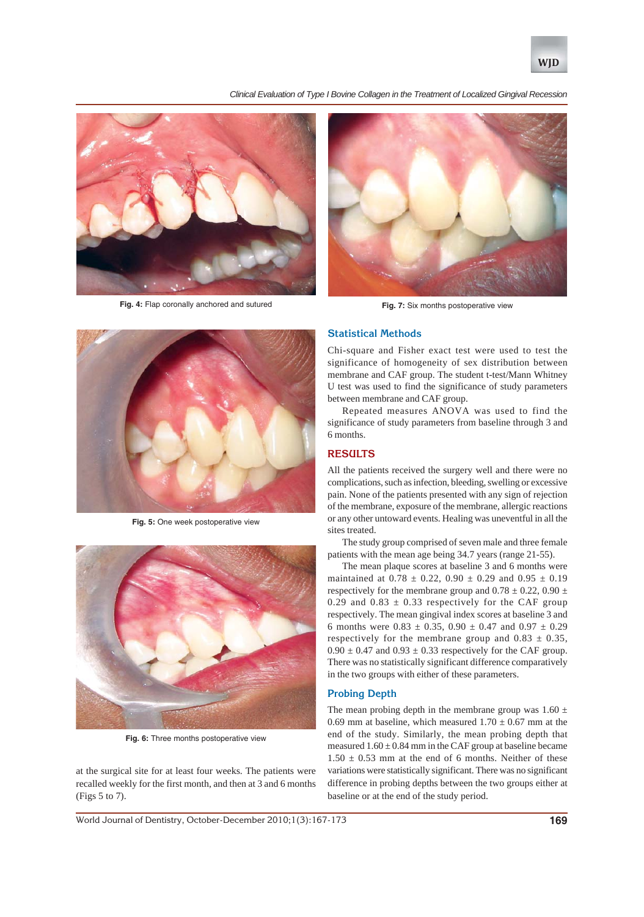Fig. 4: Flap coronally anchored and sutured

Fig. 7: Six months postoperative view

Fig. 5: One week postoperative view

Fig. 6: Three months postoperative view

at the surgical site for at least four weeks. The patients were recalled weekly for the first month, and then at 3 and 6 months (Figs 5 to 7).

### Statistical Methods

Chi-square and Fisher exact test were used to test the significance of homogeneity of sex distribution between membrane and CAF group. The student t-test/Mann Whitney U test was used to find the significance of study parameters between membrane and CAF group.

Repeated measures ANOVA was used to find the significance of study parameters from baseline through 3 and 6 months.

## RESULTS

All the patients received the surgery well and there were no complications, such as infection, bleeding, swelling or excessive pain. None of the patients presented with any sign of rejection of the membrane, exposure of the membrane, allergic reactions or any other untoward events. Healing was uneventful in all the sites treated.

The study group comprised of seven male and three female patients with the mean age being 34.7 years (range 21-55).

The mean plaque scores at baseline 3 and 6 months were maintained at 0.78 ± 0.22, 0.90 ± 0.29 and 0.95 ± 0.19 respectively for the membrane group and 0.78 ± 0.22, 0.90 ± 0.29 and 0.83 ± 0.33 respectively for the CAF group respectively. The mean gingival index scores at baseline 3 and 6 months were 0.83 ± 0.35, 0.90 ± 0.47 and 0.97 ± 0.29 respectively for the membrane group and 0.83 ± 0.35, 0.90 ± 0.47 and 0.93 ± 0.33 respectively for the CAF group. There was no statistically significant difference comparatively in the two groups with either of these parameters.

### Probing Depth

The mean probing depth in the membrane group was 1.60 ± 0.69 mm at baseline, which measured 1.70 ± 0.67 mm at the end of the study. Similarly, the mean probing depth that measured 1.60 ± 0.84 mm in the CAF group at baseline became 1.50 ± 0.53 mm at the end of 6 months. Neither of these variations were statistically significant. There was no significant difference in probing depths between the two groups either at baseline or at the end of the study period.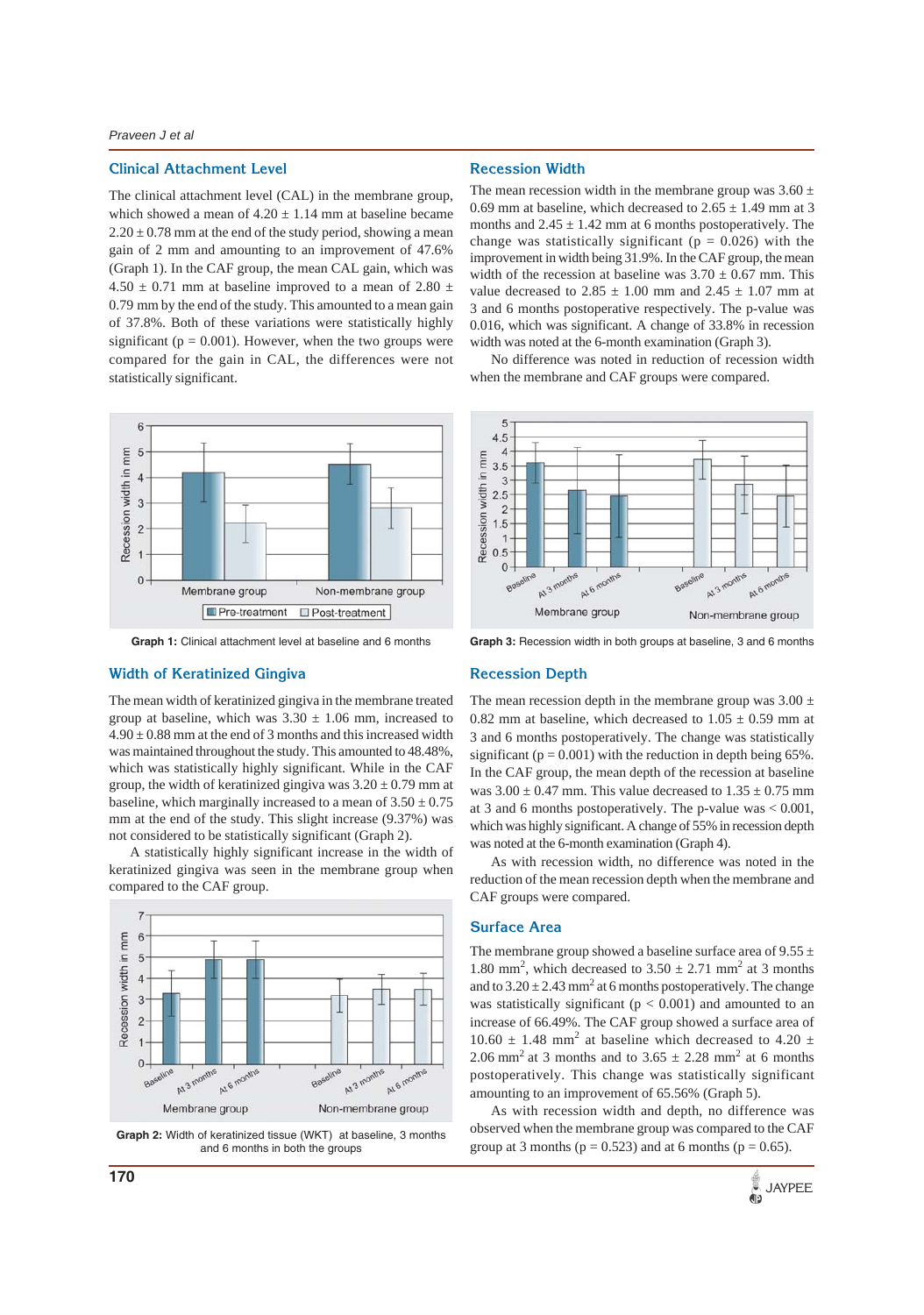## Clinical Attachment Level

The clinical attachment level (CAL) in the membrane group, which showed a mean of 4.20 ± 1.14 mm at baseline became 2.20 ± 0.78 mm at the end of the study period, showing a mean gain of 2 mm and amounting to an improvement of 47.6% (Graph 1). In the CAF group, the mean CAL gain, which was 4.50 ± 0.71 mm at baseline improved to a mean of 2.80 ± 0.79 mm by the end of the study. This amounted to a mean gain of 37.8%. Both of these variations were statistically highly significant ($p = 0.001$). However, when the two groups were compared for the gain in CAL, the differences were not statistically significant.

**Graph 1:** Clinical attachment level at baseline and 6 months

## Width of Keratinized Gingiva

The mean width of keratinized gingiva in the membrane treated group at baseline, which was 3.30 ± 1.06 mm, increased to 4.90 ± 0.88 mm at the end of 3 months and this increased width was maintained throughout the study. This amounted to 48.48%, which was statistically highly significant. While in the CAF group, the width of keratinized gingiva was 3.20 ± 0.79 mm at baseline, which marginally increased to a mean of 3.50 ± 0.75 mm at the end of the study. This slight increase (9.37%) was not considered to be statistically significant (Graph 2).

A statistically highly significant increase in the width of keratinized gingiva was seen in the membrane group when compared to the CAF group.

**Graph 2:** Width of keratinized tissue (WKT) at baseline, 3 months and 6 months in both the groups

## Recession Width

The mean recession width in the membrane group was 3.60 ± 0.69 mm at baseline, which decreased to 2.65 ± 1.49 mm at 3 months and 2.45 ± 1.42 mm at 6 months postoperatively. The change was statistically significant ($p = 0.026$) with the improvement in width being 31.9%. In the CAF group, the mean width of the recession at baseline was 3.70 ± 0.67 mm. This value decreased to 2.85 ± 1.00 mm and 2.45 ± 1.07 mm at 3 and 6 months postoperative respectively. The p-value was 0.016, which was significant. A change of 33.8% in recession width was noted at the 6-month examination (Graph 3).

No difference was noted in reduction of recession width when the membrane and CAF groups were compared.

**Graph 3:** Recession width in both groups at baseline, 3 and 6 months

## Recession Depth

The mean recession depth in the membrane group was 3.00 ± 0.82 mm at baseline, which decreased to 1.05 ± 0.59 mm at 3 and 6 months postoperatively. The change was statistically significant ($p = 0.001$) with the reduction in depth being 65%. In the CAF group, the mean depth of the recession at baseline was 3.00 ± 0.47 mm. This value decreased to 1.35 ± 0.75 mm at 3 and 6 months postoperatively. The p-value was < 0.001, which was highly significant. A change of 55% in recession depth was noted at the 6-month examination (Graph 4).

As with recession width, no difference was noted in the reduction of the mean recession depth when the membrane and CAF groups were compared.

## Surface Area

The membrane group showed a baseline surface area of 9.55 ± 1.80 $mm^2$, which decreased to 3.50 ± 2.71 $mm^2$ at 3 months and to 3.20 ± 2.43 $mm^2$ at 6 months postoperatively. The change was statistically significant ($p < 0.001$) and amounted to an increase of 66.49%. The CAF group showed a surface area of 10.60 ± 1.48 $mm^2$ at baseline which decreased to 4.20 ± 2.06 $mm^2$ at 3 months and to 3.65 ± 2.28 $mm^2$ at 6 months postoperatively. This change was statistically significant amounting to an improvement of 65.56% (Graph 5).

As with recession width and depth, no difference was observed when the membrane group was compared to the CAF group at 3 months ($p = 0.523$) and at 6 months ($p = 0.65$).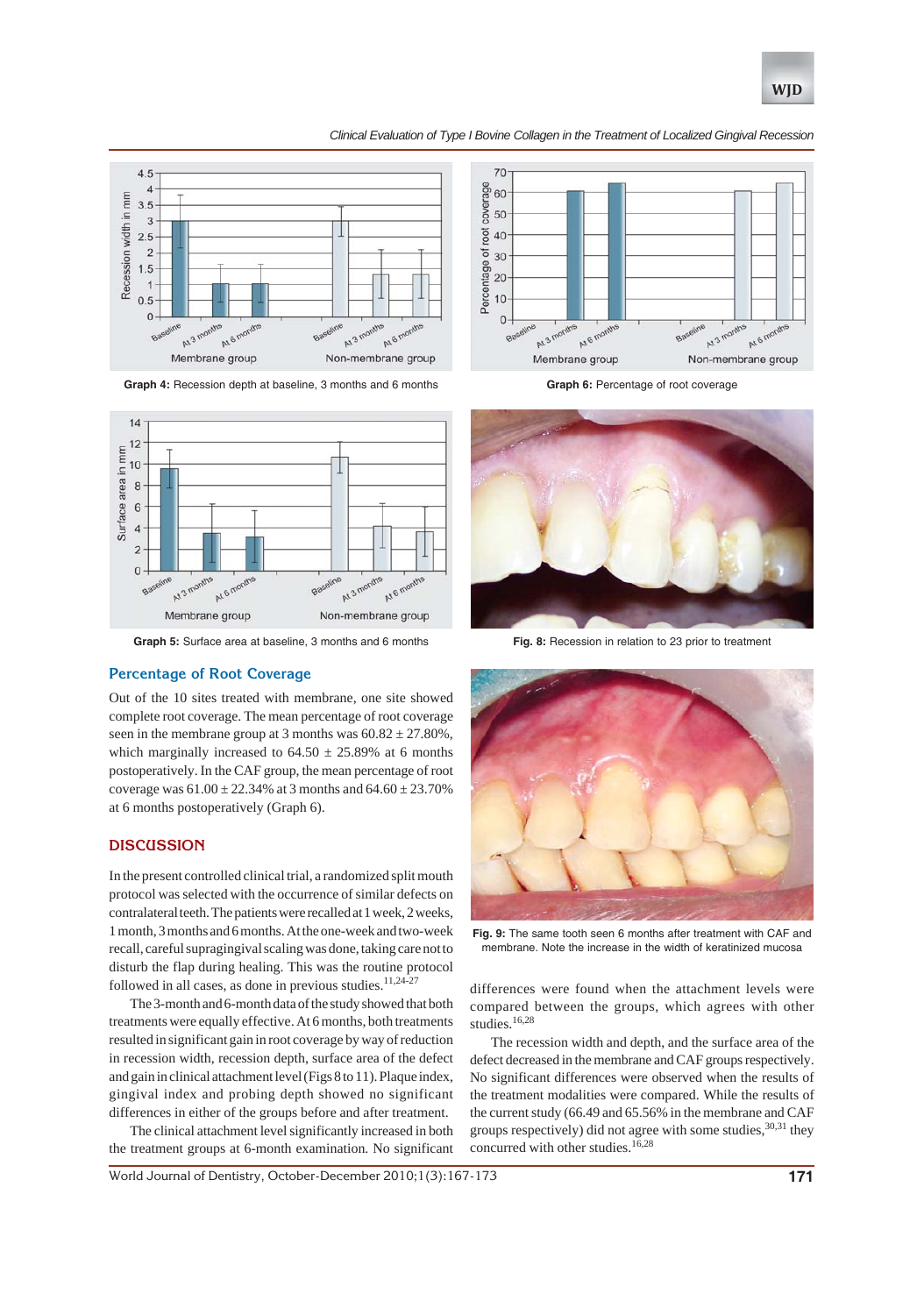Graph 4: Recession depth at baseline, 3 months and 6 months

Graph 6: Percentage of root coverage

Graph 5: Surface area at baseline, 3 months and 6 months

Fig. 8: Recession in relation to 23 prior to treatment

## Percentage of Root Coverage

Out of the 10 sites treated with membrane, one site showed complete root coverage. The mean percentage of root coverage seen in the membrane group at 3 months was 60.82 ± 27.80%, which marginally increased to 64.50 ± 25.89% at 6 months postoperatively. In the CAF group, the mean percentage of root coverage was 61.00 ± 22.34% at 3 months and 64.60 ± 23.70% at 6 months postoperatively (Graph 6).

## DISCUSSION

In the present controlled clinical trial, a randomized split mouth protocol was selected with the occurrence of similar defects on contralateral teeth. The patients were recalled at 1 week, 2 weeks, 1 month, 3 months and 6 months. At the one-week and two-week recall, careful supragingival scaling was done, taking care not to disturb the flap during healing. This was the routine protocol followed in all cases, as done in previous studies.[11,24-27]

The 3-month and 6-month data of the study showed that both treatments were equally effective. At 6 months, both treatments resulted in significant gain in root coverage by way of reduction in recession width, recession depth, surface area of the defect and gain in clinical attachment level (Figs 8 to 11). Plaque index, gingival index and probing depth showed no significant differences in either of the groups before and after treatment.

The clinical attachment level significantly increased in both the treatment groups at 6-month examination. No significant differences were found when the attachment levels were compared between the groups, which agrees with other studies.[16,28]

The recession width and depth, and the surface area of the defect decreased in the membrane and CAF groups respectively. No significant differences were observed when the results of the treatment modalities were compared. While the results of the current study (66.49 and 65.56% in the membrane and CAF groups respectively) did not agree with some studies,[30,31] they concurred with other studies.[16,28]

Fig. 9: The same tooth seen 6 months after treatment with CAF and membrane. Note the increase in the width of keratinized mucosa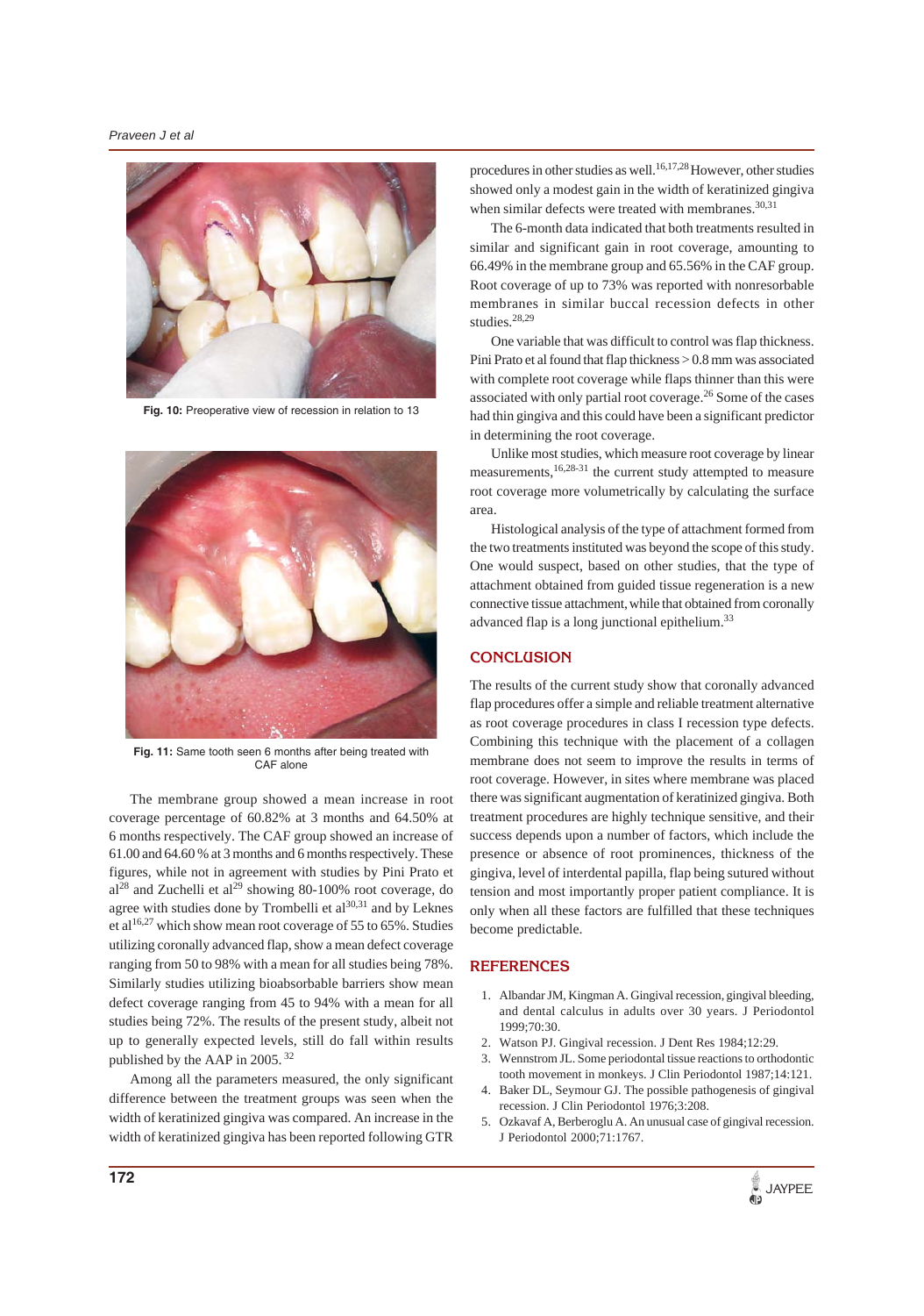Fig. 10: Preoperative view of recession in relation to 13

Fig. 11: Same tooth seen 6 months after being treated with CAF alone

The membrane group showed a mean increase in root coverage percentage of 60.82% at 3 months and 64.50% at 6 months respectively. The CAF group showed an increase of 61.00 and 64.60 % at 3 months and 6 months respectively. These figures, while not in agreement with studies by Pini Prato et al[28] and Zuchelli et al[29] showing 80-100% root coverage, do agree with studies done by Trombelli et al[30,31] and by Leknes et al[16,27] which show mean root coverage of 55 to 65%. Studies utilizing coronally advanced flap, show a mean defect coverage ranging from 50 to 98% with a mean for all studies being 78%. Similarly studies utilizing bioabsorbable barriers show mean defect coverage ranging from 45 to 94% with a mean for all studies being 72%. The results of the present study, albeit not up to generally expected levels, still do fall within results published by the AAP in 2005.[32]

Among all the parameters measured, the only significant difference between the treatment groups was seen when the width of keratinized gingiva was compared. An increase in the width of keratinized gingiva has been reported following GTR procedures in other studies as well.[16,17,28] However, other studies showed only a modest gain in the width of keratinized gingiva when similar defects were treated with membranes.[30,31]

The 6-month data indicated that both treatments resulted in similar and significant gain in root coverage, amounting to 66.49% in the membrane group and 65.56% in the CAF group. Root coverage of up to 73% was reported with nonresorbable membranes in similar buccal recession defects in other studies.[28,29]

One variable that was difficult to control was flap thickness. Pini Prato et al found that flap thickness > 0.8 mm was associated with complete root coverage while flaps thinner than this were associated with only partial root coverage.[26] Some of the cases had thin gingiva and this could have been a significant predictor in determining the root coverage.

Unlike most studies, which measure root coverage by linear measurements,[16,28-31] the current study attempted to measure root coverage more volumetrically by calculating the surface area.

Histological analysis of the type of attachment formed from the two treatments instituted was beyond the scope of this study. One would suspect, based on other studies, that the type of attachment obtained from guided tissue regeneration is a new connective tissue attachment, while that obtained from coronally advanced flap is a long junctional epithelium.[33]

## CONCLUSION

The results of the current study show that coronally advanced flap procedures offer a simple and reliable treatment alternative as root coverage procedures in class I recession type defects. Combining this technique with the placement of a collagen membrane does not seem to improve the results in terms of root coverage. However, in sites where membrane was placed there was significant augmentation of keratinized gingiva. Both treatment procedures are highly technique sensitive, and their success depends upon a number of factors, which include the presence or absence of root prominences, thickness of the gingiva, level of interdental papilla, flap being sutured without tension and most importantly proper patient compliance. It is only when all these factors are fulfilled that these techniques become predictable.

## REFERENCES

1. Albandar JM, Kingman A. Gingival recession, gingival bleeding, and dental calculus in adults over 30 years. J Periodontol 1999;70:30.
2. Watson PJ. Gingival recession. J Dent Res 1984;12:29.
3. Wennstrom JL. Some periodontal tissue reactions to orthodontic tooth movement in monkeys. J Clin Periodontol 1987;14:121.
4. Baker DL, Seymour GJ. The possible pathogenesis of gingival recession. J Clin Periodontol 1976;3:208.
5. Ozkavaf A, Berberoglu A. An unusual case of gingival recession. J Periodontol 2000;71:1767.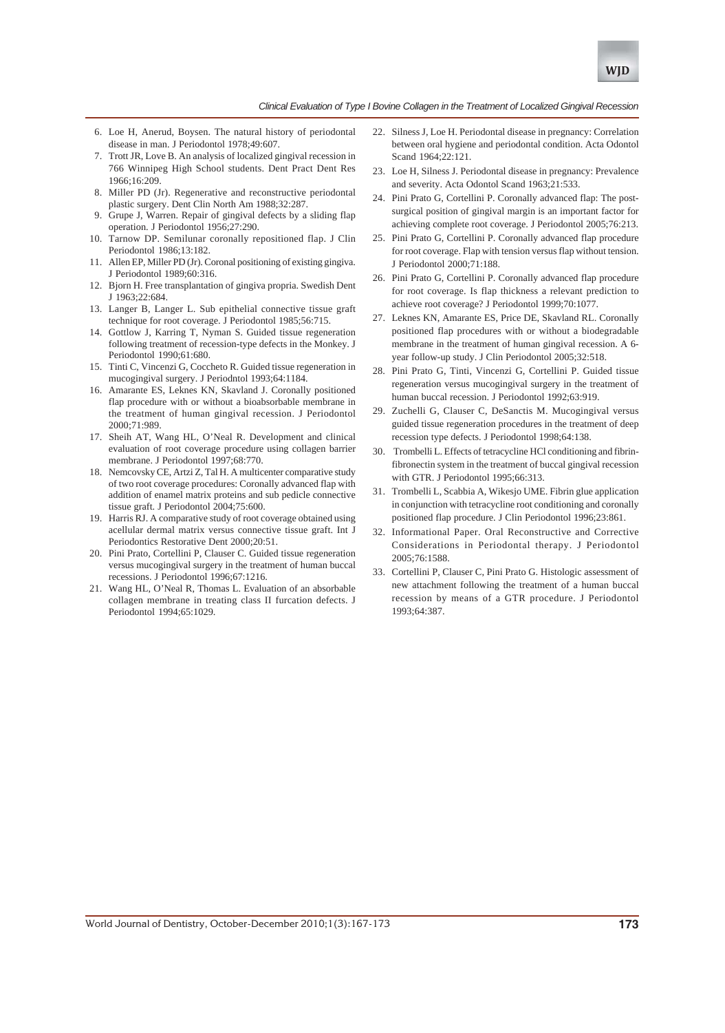6. Loe H, Anerud, Boysen. The natural history of periodontal disease in man. J Periodontol 1978;49:607.
7. Trott JR, Love B. An analysis of localized gingival recession in 766 Winnipeg High School students. Dent Pract Dent Res 1966;16:209.
8. Miller PD (Jr). Regenerative and reconstructive periodontal plastic surgery. Dent Clin North Am 1988;32:287.
9. Grupe J, Warren. Repair of gingival defects by a sliding flap operation. J Periodontol 1956;27:290.
10. Tarnow DP. Semilunar coronally repositioned flap. J Clin Periodontol 1986;13:182.
11. Allen EP, Miller PD (Jr). Coronal positioning of existing gingiva. J Periodontol 1989;60:316.
12. Bjorn H. Free transplantation of gingiva propria. Swedish Dent J 1963;22:684.
13. Langer B, Langer L. Sub epithelial connective tissue graft technique for root coverage. J Periodontol 1985;56:715.
14. Gottlow J, Karring T, Nyman S. Guided tissue regeneration following treatment of recession-type defects in the Monkey. J Periodontol 1990;61:680.
15. Tinti C, Vincenzi G, Coccheto R. Guided tissue regeneration in mucogingival surgery. J Periodntol 1993;64:1184.
16. Amarante ES, Leknes KN, Skavland J. Coronally positioned flap procedure with or without a bioabsorbable membrane in the treatment of human gingival recession. J Periodontol 2000;71:989.
17. Sheih AT, Wang HL, O'Neal R. Development and clinical evaluation of root coverage procedure using collagen barrier membrane. J Periodontol 1997;68:770.
18. Nemcovsky CE, Artzi Z, Tal H. A multicenter comparative study of two root coverage procedures: Coronally advanced flap with addition of enamel matrix proteins and sub pedicle connective tissue graft. J Periodontol 2004;75:600.
19. Harris RJ. A comparative study of root coverage obtained using acellular dermal matrix versus connective tissue graft. Int J Periodontics Restorative Dent 2000;20:51.
20. Pini Prato, Cortellini P, Clauser C. Guided tissue regeneration versus mucogingival surgery in the treatment of human buccal recessions. J Periodontol 1996;67:1216.
21. Wang HL, O'Neal R, Thomas L. Evaluation of an absorbable collagen membrane in treating class II furcation defects. J Periodontol 1994;65:1029.
22. Silness J, Loe H. Periodontal disease in pregnancy: Correlation between oral hygiene and periodontal condition. Acta Odontol Scand 1964;22:121.
23. Loe H, Silness J. Periodontal disease in pregnancy: Prevalence and severity. Acta Odontol Scand 1963;21:533.
24. Pini Prato G, Cortellini P. Coronally advanced flap: The post-surgical position of gingival margin is an important factor for achieving complete root coverage. J Periodontol 2005;76:213.
25. Pini Prato G, Cortellini P. Coronally advanced flap procedure for root coverage. Flap with tension versus flap without tension. J Periodontol 2000;71:188.
26. Pini Prato G, Cortellini P. Coronally advanced flap procedure for root coverage. Is flap thickness a relevant prediction to achieve root coverage? J Periodontol 1999;70:1077.
27. Leknes KN, Amarante ES, Price DE, Skavland RL. Coronally positioned flap procedures with or without a biodegradable membrane in the treatment of human gingival recession. A 6-year follow-up study. J Clin Periodontol 2005;32:518.
28. Pini Prato G, Tinti, Vincenzi G, Cortellini P. Guided tissue regeneration versus mucogingival surgery in the treatment of human buccal recession. J Periodontol 1992;63:919.
29. Zuchelli G, Clauser C, DeSanctis M. Mucogingival versus guided tissue regeneration procedures in the treatment of deep recession type defects. J Periodontol 1998;64:138.
30. Trombelli L. Effects of tetracycline HCl conditioning and fibrin-fibronectin system in the treatment of buccal gingival recession with GTR. J Periodontol 1995;66:313.
31. Trombelli L, Scabbia A, Wikesjo UME. Fibrin glue application in conjunction with tetracycline root conditioning and coronally positioned flap procedure. J Clin Periodontol 1996;23:861.
32. Informational Paper. Oral Reconstructive and Corrective Considerations in Periodontal therapy. J Periodontol 2005;76:1588.
33. Cortellini P, Clauser C, Pini Prato G. Histologic assessment of new attachment following the treatment of a human buccal recession by means of a GTR procedure. J Periodontol 1993;64:387.